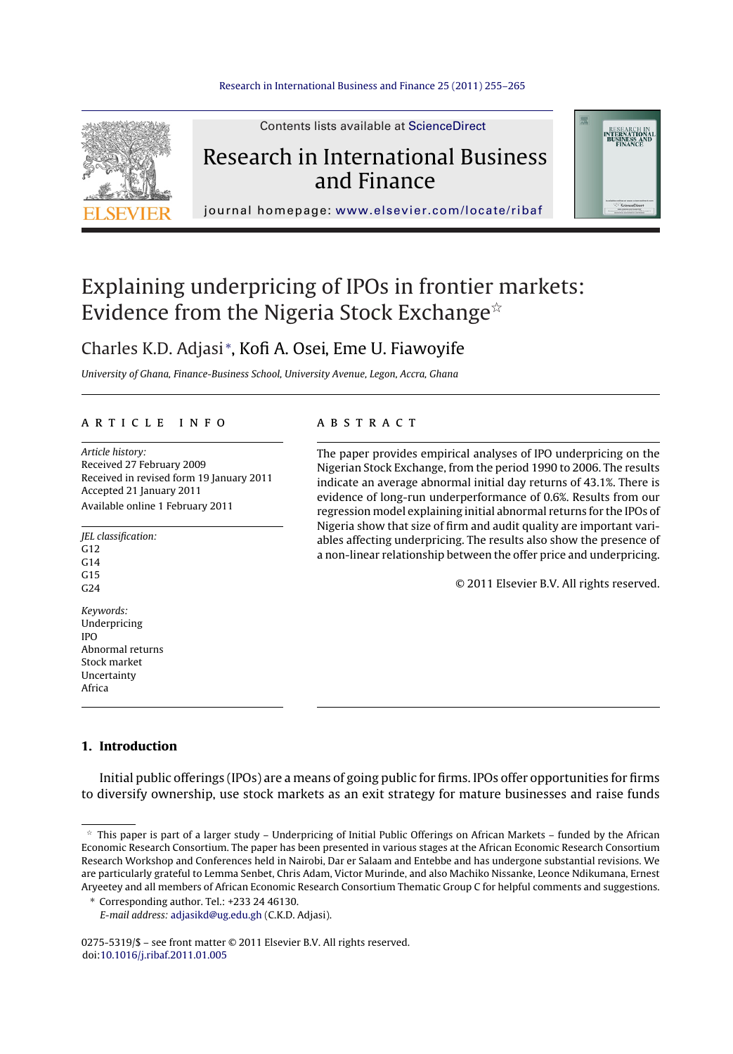# Explaining underpricing of IPOs in frontier markets: Evidence from the Nigeria Stock Exchange[☆]

Charles K.D. Adjasi*, Kofi A. Osei, Eme U. Fiawoyife

*University of Ghana, Finance-Business School, University Avenue, Legon, Accra, Ghana*

## ARTICLE INFO

*Article history:*
Received 27 February 2009
Received in revised form 19 January 2011
Accepted 21 January 2011
Available online 1 February 2011

*JEL classification:*
G12
G14
G15
G24

*Keywords:*
Underpricing
IPO
Abnormal returns
Stock market
Uncertainty
Africa

## ABSTRACT

The paper provides empirical analyses of IPO underpricing on the Nigerian Stock Exchange, from the period 1990 to 2006. The results indicate an average abnormal initial day returns of 43.1%. There is evidence of long-run underperformance of 0.6%. Results from our regression model explaining initial abnormal returns for the IPOs of Nigeria show that size of firm and audit quality are important variables affecting underpricing. The results also show the presence of a non-linear relationship between the offer price and underpricing.

© 2011 Elsevier B.V. All rights reserved.

## 1. Introduction

Initial public offerings (IPOs) are a means of going public for firms. IPOs offer opportunities for firms to diversify ownership, use stock markets as an exit strategy for mature businesses and raise funds

---

☆ This paper is part of a larger study – Underpricing of Initial Public Offerings on African Markets – funded by the African Economic Research Consortium. The paper has been presented in various stages at the African Economic Research Consortium Research Workshop and Conferences held in Nairobi, Dar er Salaam and Entebbe and has undergone substantial revisions. We are particularly grateful to Lemma Senbet, Chris Adam, Victor Murinde, and also Machiko Nissanke, Leonce Ndikumana, Ernest Aryeetey and all members of African Economic Research Consortium Thematic Group C for helpful comments and suggestions.

\* Corresponding author. Tel.: +233 24 46130.
*E-mail address:* adjasikd@ug.edu.gh (C.K.D. Adjasi).

0275-5319/$ – see front matter © 2011 Elsevier B.V. All rights reserved.
doi:10.1016/j.ribaf.2011.01.005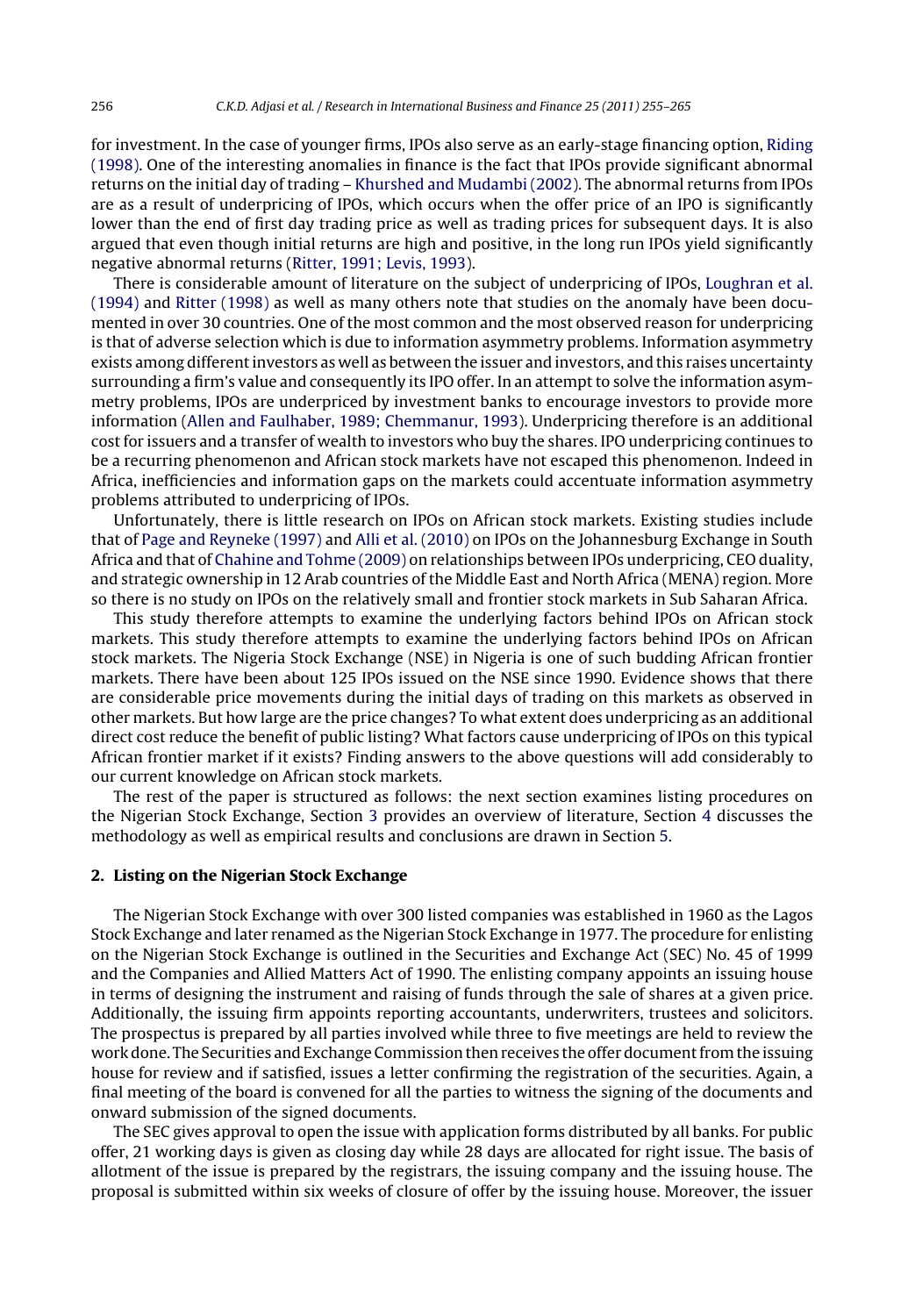for investment. In the case of younger firms, IPOs also serve as an early-stage financing option, Riding (1998). One of the interesting anomalies in finance is the fact that IPOs provide significant abnormal returns on the initial day of trading – Khurshed and Mudambi (2002). The abnormal returns from IPOs are as a result of underpricing of IPOs, which occurs when the offer price of an IPO is significantly lower than the end of first day trading price as well as trading prices for subsequent days. It is also argued that even though initial returns are high and positive, in the long run IPOs yield significantly negative abnormal returns (Ritter, 1991; Levis, 1993).

There is considerable amount of literature on the subject of underpricing of IPOs, Loughran et al. (1994) and Ritter (1998) as well as many others note that studies on the anomaly have been documented in over 30 countries. One of the most common and the most observed reason for underpricing is that of adverse selection which is due to information asymmetry problems. Information asymmetry exists among different investors as well as between the issuer and investors, and this raises uncertainty surrounding a firm's value and consequently its IPO offer. In an attempt to solve the information asymmetry problems, IPOs are underpriced by investment banks to encourage investors to provide more information (Allen and Faulhaber, 1989; Chemmanur, 1993). Underpricing therefore is an additional cost for issuers and a transfer of wealth to investors who buy the shares. IPO underpricing continues to be a recurring phenomenon and African stock markets have not escaped this phenomenon. Indeed in Africa, inefficiencies and information gaps on the markets could accentuate information asymmetry problems attributed to underpricing of IPOs.

Unfortunately, there is little research on IPOs on African stock markets. Existing studies include that of Page and Reyneke (1997) and Alli et al. (2010) on IPOs on the Johannesburg Exchange in South Africa and that of Chahine and Tohme (2009) on relationships between IPOs underpricing, CEO duality, and strategic ownership in 12 Arab countries of the Middle East and North Africa (MENA) region. More so there is no study on IPOs on the relatively small and frontier stock markets in Sub Saharan Africa.

This study therefore attempts to examine the underlying factors behind IPOs on African stock markets. This study therefore attempts to examine the underlying factors behind IPOs on African stock markets. The Nigeria Stock Exchange (NSE) in Nigeria is one of such budding African frontier markets. There have been about 125 IPOs issued on the NSE since 1990. Evidence shows that there are considerable price movements during the initial days of trading on this markets as observed in other markets. But how large are the price changes? To what extent does underpricing as an additional direct cost reduce the benefit of public listing? What factors cause underpricing of IPOs on this typical African frontier market if it exists? Finding answers to the above questions will add considerably to our current knowledge on African stock markets.

The rest of the paper is structured as follows: the next section examines listing procedures on the Nigerian Stock Exchange, Section 3 provides an overview of literature, Section 4 discusses the methodology as well as empirical results and conclusions are drawn in Section 5.

## 2. Listing on the Nigerian Stock Exchange

The Nigerian Stock Exchange with over 300 listed companies was established in 1960 as the Lagos Stock Exchange and later renamed as the Nigerian Stock Exchange in 1977. The procedure for enlisting on the Nigerian Stock Exchange is outlined in the Securities and Exchange Act (SEC) No. 45 of 1999 and the Companies and Allied Matters Act of 1990. The enlisting company appoints an issuing house in terms of designing the instrument and raising of funds through the sale of shares at a given price. Additionally, the issuing firm appoints reporting accountants, underwriters, trustees and solicitors. The prospectus is prepared by all parties involved while three to five meetings are held to review the work done. The Securities and Exchange Commission then receives the offer document from the issuing house for review and if satisfied, issues a letter confirming the registration of the securities. Again, a final meeting of the board is convened for all the parties to witness the signing of the documents and onward submission of the signed documents.

The SEC gives approval to open the issue with application forms distributed by all banks. For public offer, 21 working days is given as closing day while 28 days are allocated for right issue. The basis of allotment of the issue is prepared by the registrars, the issuing company and the issuing house. The proposal is submitted within six weeks of closure of offer by the issuing house. Moreover, the issuer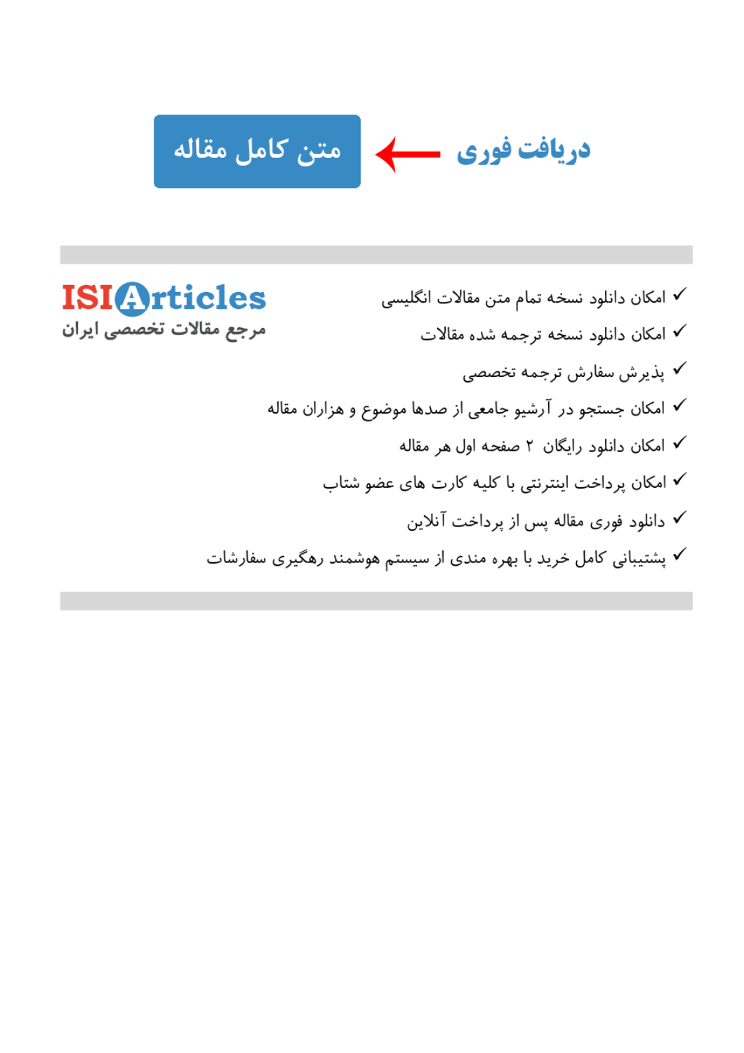دریافت فوری ← متن کامل مقاله

**ISIArticles**
مرجع مقالات تخصصی ایران

- ✓ امکان دانلود نسخه تمام متن مقالات انگلیسی
- ✓ امکان دانلود نسخه ترجمه شده مقالات
- ✓ پذیرش سفارش ترجمه تخصصی
- ✓ امکان جستجو در آرشیو جامعی از صدها موضوع و هزاران مقاله
- ✓ امکان دانلود رایگان ۲ صفحه اول هر مقاله
- ✓ امکان پرداخت اینترنتی با کلیه کارت های عضو شتاب
- ✓ دانلود فوری مقاله پس از پرداخت آنلاین
- ✓ پشتیبانی کامل خرید با بهره مندی از سیستم هوشمند رهگیری سفارشات